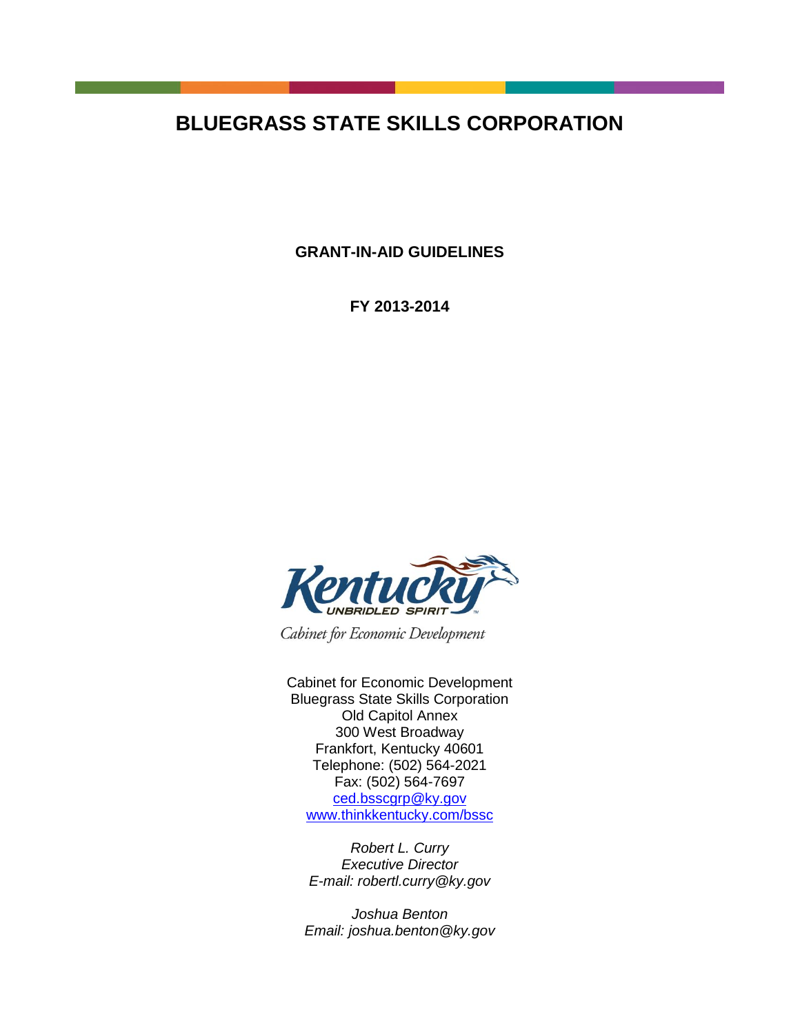# BLUEGRASS STATE SKILLS CORPORATION

**GRANT-IN-AID GUIDELINES**

**FY 2013-2014**

Kentucky
UNBRIDLED SPIRIT
Cabinet for Economic Development

Cabinet for Economic Development
Bluegrass State Skills Corporation
Old Capitol Annex
300 West Broadway
Frankfort, Kentucky 40601
Telephone: (502) 564-2021
Fax: (502) 564-7697
ced.bsscgrp@ky.gov
www.thinkkentucky.com/bssc

*Robert L. Curry*
*Executive Director*
*E-mail: robertl.curry@ky.gov*

*Joshua Benton*
*Email: joshua.benton@ky.gov*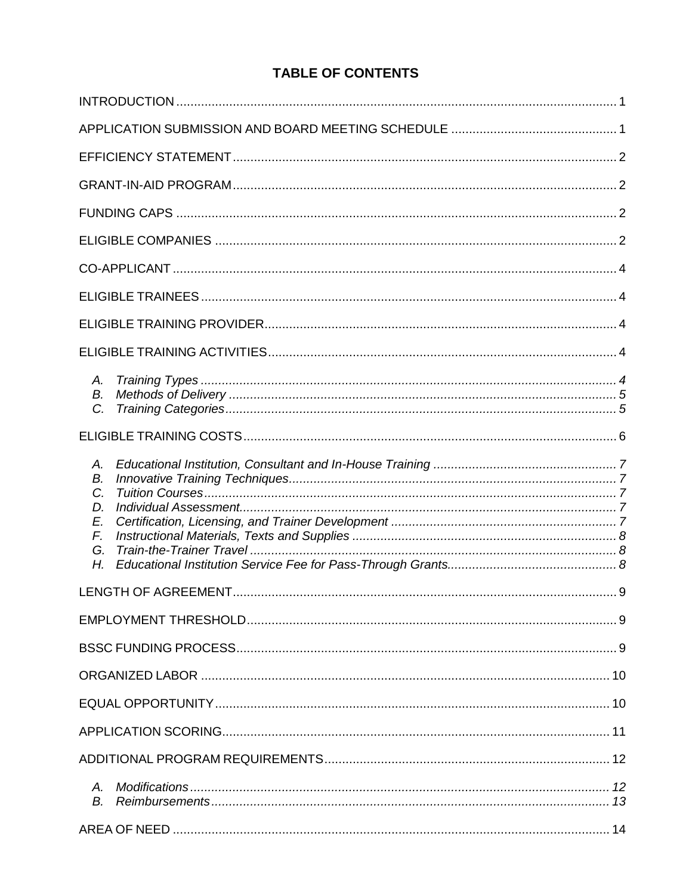# TABLE OF CONTENTS

INTRODUCTION .......... 1

APPLICATION SUBMISSION AND BOARD MEETING SCHEDULE .......... 1

EFFICIENCY STATEMENT .......... 2

GRANT-IN-AID PROGRAM .......... 2

FUNDING CAPS .......... 2

ELIGIBLE COMPANIES .......... 2

CO-APPLICANT .......... 4

ELIGIBLE TRAINEES .......... 4

ELIGIBLE TRAINING PROVIDER .......... 4

ELIGIBLE TRAINING ACTIVITIES .......... 4

- *A. Training Types .......... 4*
- *B. Methods of Delivery .......... 5*
- *C. Training Categories .......... 5*

ELIGIBLE TRAINING COSTS .......... 6

- *A. Educational Institution, Consultant and In-House Training .......... 7*
- *B. Innovative Training Techniques .......... 7*
- *C. Tuition Courses .......... 7*
- *D. Individual Assessment .......... 7*
- *E. Certification, Licensing, and Trainer Development .......... 7*
- *F. Instructional Materials, Texts and Supplies .......... 8*
- *G. Train-the-Trainer Travel .......... 8*
- *H. Educational Institution Service Fee for Pass-Through Grants .......... 8*

LENGTH OF AGREEMENT .......... 9

EMPLOYMENT THRESHOLD .......... 9

BSSC FUNDING PROCESS .......... 9

ORGANIZED LABOR .......... 10

EQUAL OPPORTUNITY .......... 10

APPLICATION SCORING .......... 11

ADDITIONAL PROGRAM REQUIREMENTS .......... 12

- *A. Modifications .......... 12*
- *B. Reimbursements .......... 13*

AREA OF NEED .......... 14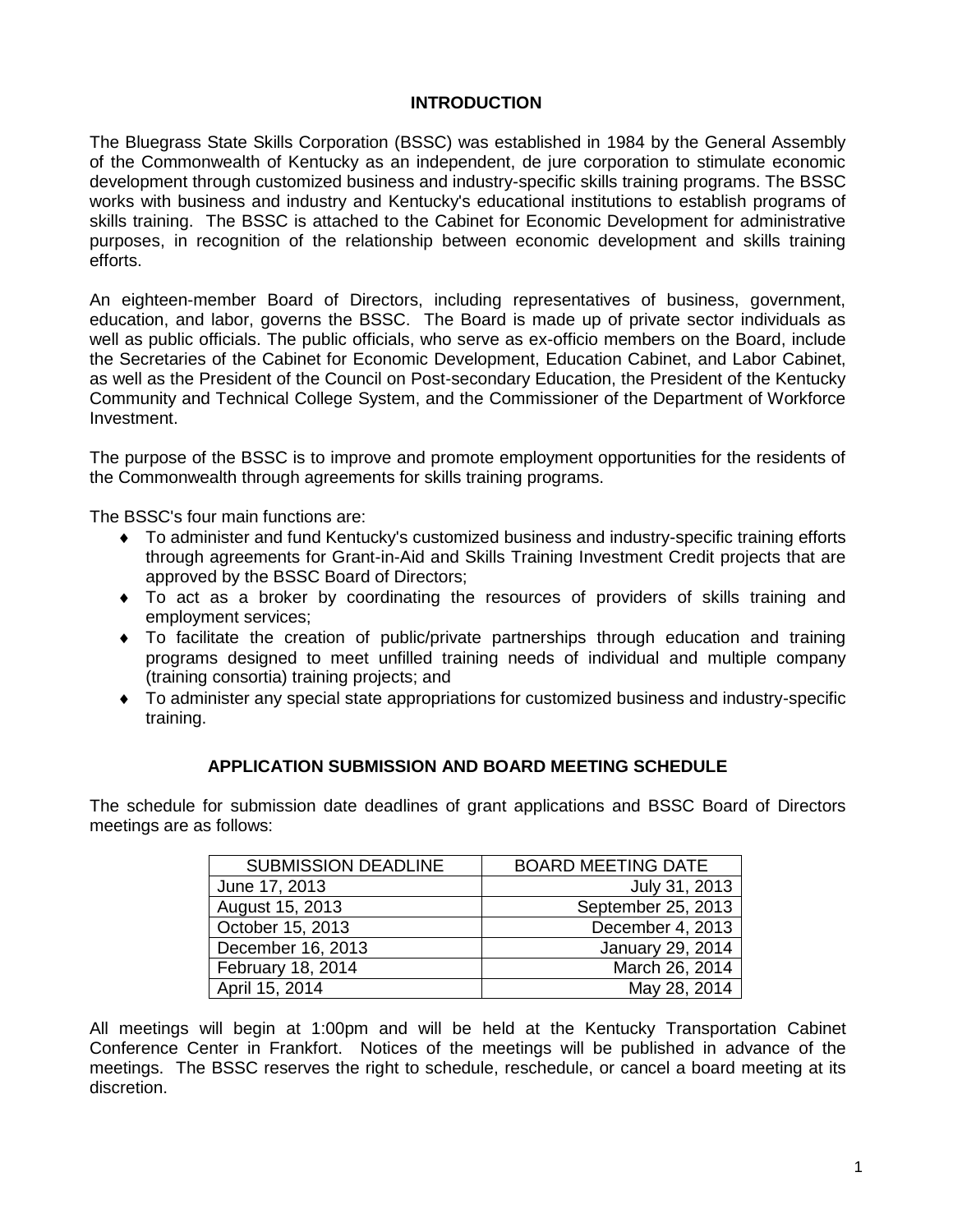## INTRODUCTION

The Bluegrass State Skills Corporation (BSSC) was established in 1984 by the General Assembly of the Commonwealth of Kentucky as an independent, de jure corporation to stimulate economic development through customized business and industry-specific skills training programs. The BSSC works with business and industry and Kentucky's educational institutions to establish programs of skills training. The BSSC is attached to the Cabinet for Economic Development for administrative purposes, in recognition of the relationship between economic development and skills training efforts.

An eighteen-member Board of Directors, including representatives of business, government, education, and labor, governs the BSSC. The Board is made up of private sector individuals as well as public officials. The public officials, who serve as ex-officio members on the Board, include the Secretaries of the Cabinet for Economic Development, Education Cabinet, and Labor Cabinet, as well as the President of the Council on Post-secondary Education, the President of the Kentucky Community and Technical College System, and the Commissioner of the Department of Workforce Investment.

The purpose of the BSSC is to improve and promote employment opportunities for the residents of the Commonwealth through agreements for skills training programs.

The BSSC's four main functions are:

- To administer and fund Kentucky's customized business and industry-specific training efforts through agreements for Grant-in-Aid and Skills Training Investment Credit projects that are approved by the BSSC Board of Directors;
- To act as a broker by coordinating the resources of providers of skills training and employment services;
- To facilitate the creation of public/private partnerships through education and training programs designed to meet unfilled training needs of individual and multiple company (training consortia) training projects; and
- To administer any special state appropriations for customized business and industry-specific training.

## APPLICATION SUBMISSION AND BOARD MEETING SCHEDULE

The schedule for submission date deadlines of grant applications and BSSC Board of Directors meetings are as follows:

| SUBMISSION DEADLINE | BOARD MEETING DATE |
|---|---:|
| June 17, 2013 | July 31, 2013 |
| August 15, 2013 | September 25, 2013 |
| October 15, 2013 | December 4, 2013 |
| December 16, 2013 | January 29, 2014 |
| February 18, 2014 | March 26, 2014 |
| April 15, 2014 | May 28, 2014 |

All meetings will begin at 1:00pm and will be held at the Kentucky Transportation Cabinet Conference Center in Frankfort. Notices of the meetings will be published in advance of the meetings. The BSSC reserves the right to schedule, reschedule, or cancel a board meeting at its discretion.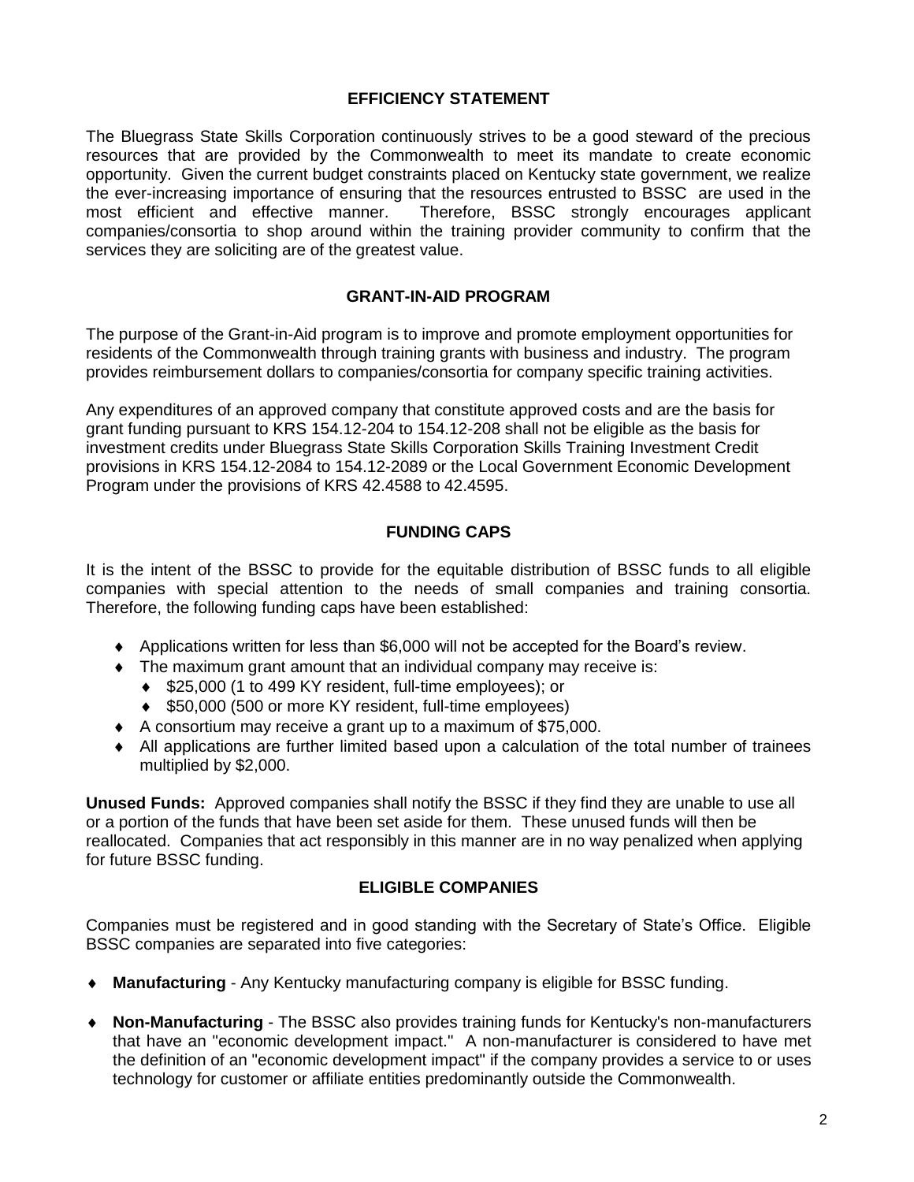## EFFICIENCY STATEMENT

The Bluegrass State Skills Corporation continuously strives to be a good steward of the precious resources that are provided by the Commonwealth to meet its mandate to create economic opportunity. Given the current budget constraints placed on Kentucky state government, we realize the ever-increasing importance of ensuring that the resources entrusted to BSSC are used in the most efficient and effective manner. Therefore, BSSC strongly encourages applicant companies/consortia to shop around within the training provider community to confirm that the services they are soliciting are of the greatest value.

## GRANT-IN-AID PROGRAM

The purpose of the Grant-in-Aid program is to improve and promote employment opportunities for residents of the Commonwealth through training grants with business and industry. The program provides reimbursement dollars to companies/consortia for company specific training activities.

Any expenditures of an approved company that constitute approved costs and are the basis for grant funding pursuant to KRS 154.12-204 to 154.12-208 shall not be eligible as the basis for investment credits under Bluegrass State Skills Corporation Skills Training Investment Credit provisions in KRS 154.12-2084 to 154.12-2089 or the Local Government Economic Development Program under the provisions of KRS 42.4588 to 42.4595.

## FUNDING CAPS

It is the intent of the BSSC to provide for the equitable distribution of BSSC funds to all eligible companies with special attention to the needs of small companies and training consortia. Therefore, the following funding caps have been established:

- Applications written for less than $6,000 will not be accepted for the Board's review.
- The maximum grant amount that an individual company may receive is:
  - $25,000 (1 to 499 KY resident, full-time employees); or
  - $50,000 (500 or more KY resident, full-time employees)
- A consortium may receive a grant up to a maximum of $75,000.
- All applications are further limited based upon a calculation of the total number of trainees multiplied by $2,000.

**Unused Funds:** Approved companies shall notify the BSSC if they find they are unable to use all or a portion of the funds that have been set aside for them. These unused funds will then be reallocated. Companies that act responsibly in this manner are in no way penalized when applying for future BSSC funding.

## ELIGIBLE COMPANIES

Companies must be registered and in good standing with the Secretary of State's Office. Eligible BSSC companies are separated into five categories:

- **Manufacturing** - Any Kentucky manufacturing company is eligible for BSSC funding.
- **Non-Manufacturing** - The BSSC also provides training funds for Kentucky's non-manufacturers that have an "economic development impact." A non-manufacturer is considered to have met the definition of an "economic development impact" if the company provides a service to or uses technology for customer or affiliate entities predominantly outside the Commonwealth.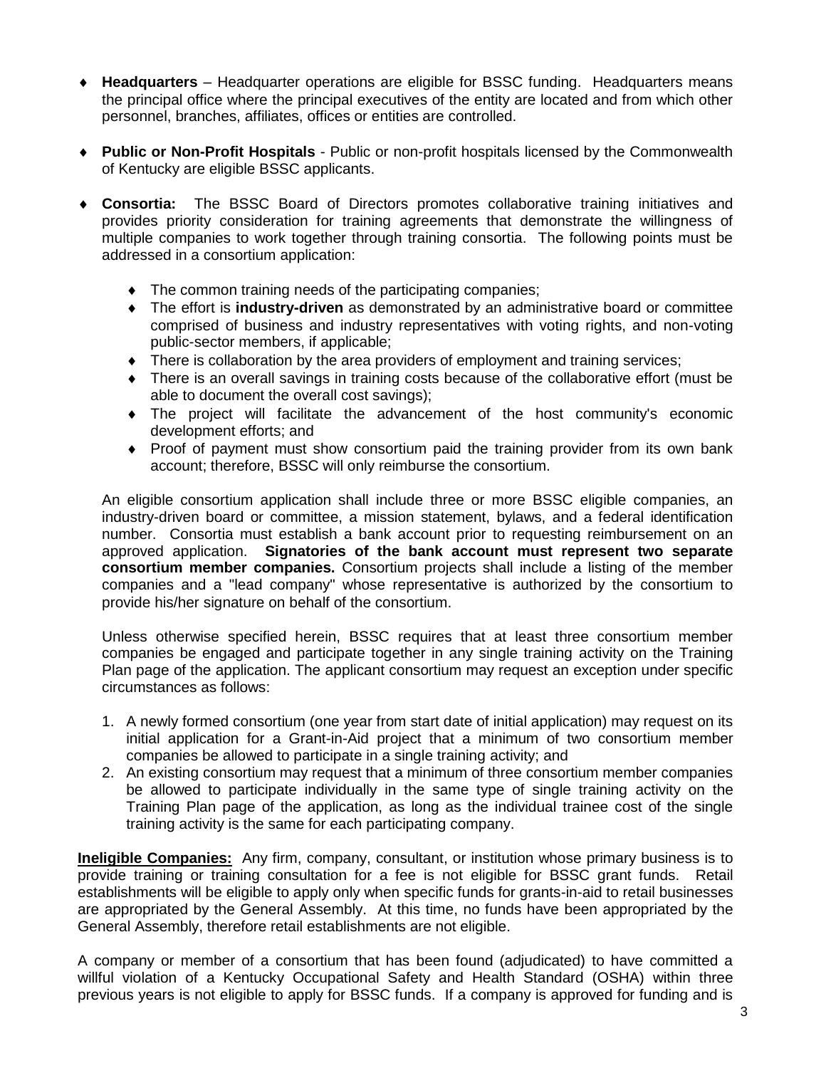- **Headquarters** – Headquarter operations are eligible for BSSC funding. Headquarters means the principal office where the principal executives of the entity are located and from which other personnel, branches, affiliates, offices or entities are controlled.

- **Public or Non-Profit Hospitals** - Public or non-profit hospitals licensed by the Commonwealth of Kentucky are eligible BSSC applicants.

- **Consortia:** The BSSC Board of Directors promotes collaborative training initiatives and provides priority consideration for training agreements that demonstrate the willingness of multiple companies to work together through training consortia. The following points must be addressed in a consortium application:

  - The common training needs of the participating companies;
  - The effort is **industry-driven** as demonstrated by an administrative board or committee comprised of business and industry representatives with voting rights, and non-voting public-sector members, if applicable;
  - There is collaboration by the area providers of employment and training services;
  - There is an overall savings in training costs because of the collaborative effort (must be able to document the overall cost savings);
  - The project will facilitate the advancement of the host community's economic development efforts; and
  - Proof of payment must show consortium paid the training provider from its own bank account; therefore, BSSC will only reimburse the consortium.

  An eligible consortium application shall include three or more BSSC eligible companies, an industry-driven board or committee, a mission statement, bylaws, and a federal identification number. Consortia must establish a bank account prior to requesting reimbursement on an approved application. **Signatories of the bank account must represent two separate consortium member companies.** Consortium projects shall include a listing of the member companies and a "lead company" whose representative is authorized by the consortium to provide his/her signature on behalf of the consortium.

  Unless otherwise specified herein, BSSC requires that at least three consortium member companies be engaged and participate together in any single training activity on the Training Plan page of the application. The applicant consortium may request an exception under specific circumstances as follows:

  1. A newly formed consortium (one year from start date of initial application) may request on its initial application for a Grant-in-Aid project that a minimum of two consortium member companies be allowed to participate in a single training activity; and
  2. An existing consortium may request that a minimum of three consortium member companies be allowed to participate individually in the same type of single training activity on the Training Plan page of the application, as long as the individual trainee cost of the single training activity is the same for each participating company.

**<u>Ineligible Companies:</u>** Any firm, company, consultant, or institution whose primary business is to provide training or training consultation for a fee is not eligible for BSSC grant funds. Retail establishments will be eligible to apply only when specific funds for grants-in-aid to retail businesses are appropriated by the General Assembly. At this time, no funds have been appropriated by the General Assembly, therefore retail establishments are not eligible.

A company or member of a consortium that has been found (adjudicated) to have committed a willful violation of a Kentucky Occupational Safety and Health Standard (OSHA) within three previous years is not eligible to apply for BSSC funds. If a company is approved for funding and is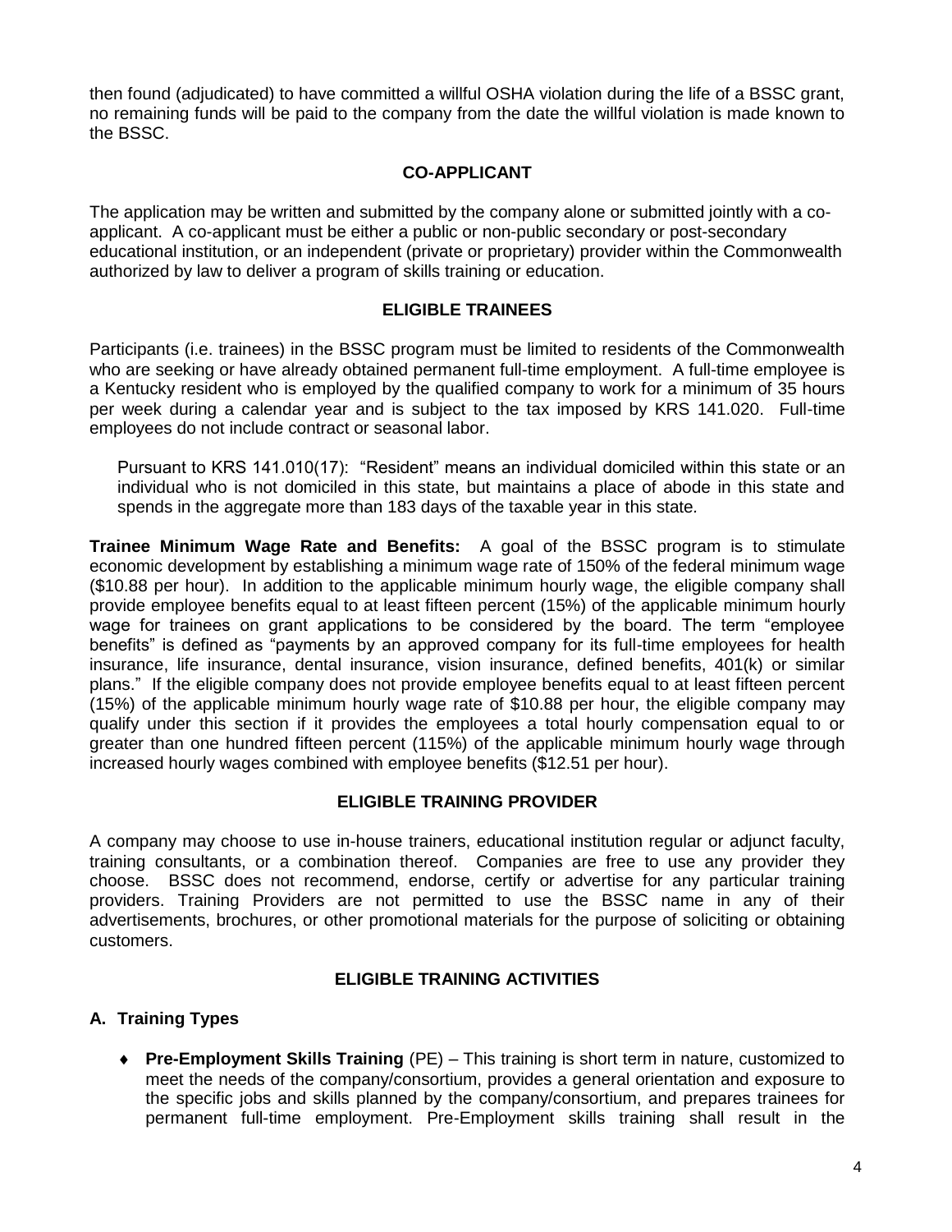then found (adjudicated) to have committed a willful OSHA violation during the life of a BSSC grant, no remaining funds will be paid to the company from the date the willful violation is made known to the BSSC.

## CO-APPLICANT

The application may be written and submitted by the company alone or submitted jointly with a co-applicant. A co-applicant must be either a public or non-public secondary or post-secondary educational institution, or an independent (private or proprietary) provider within the Commonwealth authorized by law to deliver a program of skills training or education.

## ELIGIBLE TRAINEES

Participants (i.e. trainees) in the BSSC program must be limited to residents of the Commonwealth who are seeking or have already obtained permanent full-time employment. A full-time employee is a Kentucky resident who is employed by the qualified company to work for a minimum of 35 hours per week during a calendar year and is subject to the tax imposed by KRS 141.020. Full-time employees do not include contract or seasonal labor.

> Pursuant to KRS 141.010(17): "Resident" means an individual domiciled within this state or an individual who is not domiciled in this state, but maintains a place of abode in this state and spends in the aggregate more than 183 days of the taxable year in this state.

**Trainee Minimum Wage Rate and Benefits:** A goal of the BSSC program is to stimulate economic development by establishing a minimum wage rate of 150% of the federal minimum wage ($10.88 per hour). In addition to the applicable minimum hourly wage, the eligible company shall provide employee benefits equal to at least fifteen percent (15%) of the applicable minimum hourly wage for trainees on grant applications to be considered by the board. The term "employee benefits" is defined as "payments by an approved company for its full-time employees for health insurance, life insurance, dental insurance, vision insurance, defined benefits, 401(k) or similar plans." If the eligible company does not provide employee benefits equal to at least fifteen percent (15%) of the applicable minimum hourly wage rate of $10.88 per hour, the eligible company may qualify under this section if it provides the employees a total hourly compensation equal to or greater than one hundred fifteen percent (115%) of the applicable minimum hourly wage through increased hourly wages combined with employee benefits ($12.51 per hour).

## ELIGIBLE TRAINING PROVIDER

A company may choose to use in-house trainers, educational institution regular or adjunct faculty, training consultants, or a combination thereof. Companies are free to use any provider they choose. BSSC does not recommend, endorse, certify or advertise for any particular training providers. Training Providers are not permitted to use the BSSC name in any of their advertisements, brochures, or other promotional materials for the purpose of soliciting or obtaining customers.

## ELIGIBLE TRAINING ACTIVITIES

### A. Training Types

- **Pre-Employment Skills Training** (PE) – This training is short term in nature, customized to meet the needs of the company/consortium, provides a general orientation and exposure to the specific jobs and skills planned by the company/consortium, and prepares trainees for permanent full-time employment. Pre-Employment skills training shall result in the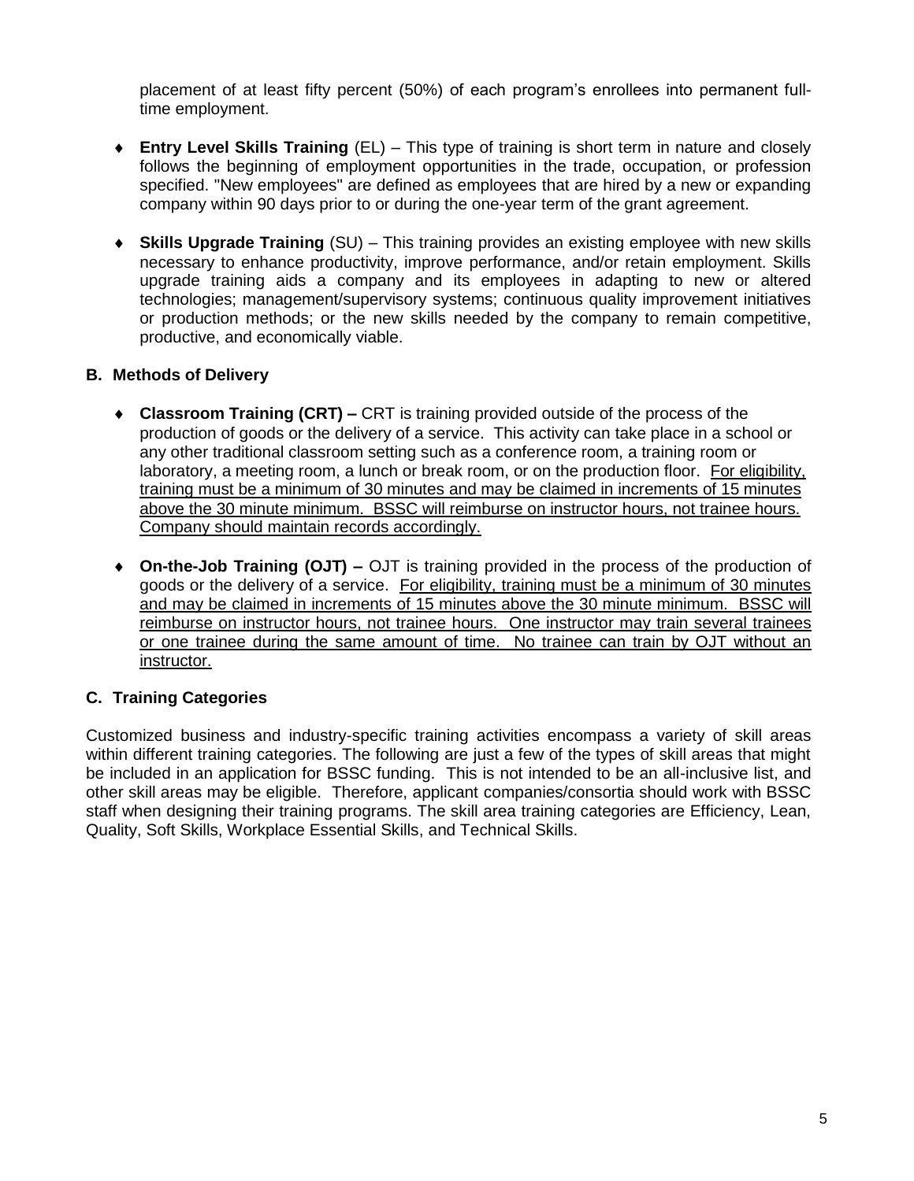placement of at least fifty percent (50%) of each program's enrollees into permanent full-time employment.

- **Entry Level Skills Training** (EL) – This type of training is short term in nature and closely follows the beginning of employment opportunities in the trade, occupation, or profession specified. "New employees" are defined as employees that are hired by a new or expanding company within 90 days prior to or during the one-year term of the grant agreement.

- **Skills Upgrade Training** (SU) – This training provides an existing employee with new skills necessary to enhance productivity, improve performance, and/or retain employment. Skills upgrade training aids a company and its employees in adapting to new or altered technologies; management/supervisory systems; continuous quality improvement initiatives or production methods; or the new skills needed by the company to remain competitive, productive, and economically viable.

## B. Methods of Delivery

- **Classroom Training (CRT) –** CRT is training provided outside of the process of the production of goods or the delivery of a service. This activity can take place in a school or any other traditional classroom setting such as a conference room, a training room or laboratory, a meeting room, a lunch or break room, or on the production floor. <u>For eligibility, training must be a minimum of 30 minutes and may be claimed in increments of 15 minutes above the 30 minute minimum. BSSC will reimburse on instructor hours, not trainee hours. Company should maintain records accordingly.</u>

- **On-the-Job Training (OJT) –** OJT is training provided in the process of the production of goods or the delivery of a service. <u>For eligibility, training must be a minimum of 30 minutes and may be claimed in increments of 15 minutes above the 30 minute minimum. BSSC will reimburse on instructor hours, not trainee hours. One instructor may train several trainees or one trainee during the same amount of time. No trainee can train by OJT without an instructor.</u>

## C. Training Categories

Customized business and industry-specific training activities encompass a variety of skill areas within different training categories. The following are just a few of the types of skill areas that might be included in an application for BSSC funding. This is not intended to be an all-inclusive list, and other skill areas may be eligible. Therefore, applicant companies/consortia should work with BSSC staff when designing their training programs. The skill area training categories are Efficiency, Lean, Quality, Soft Skills, Workplace Essential Skills, and Technical Skills.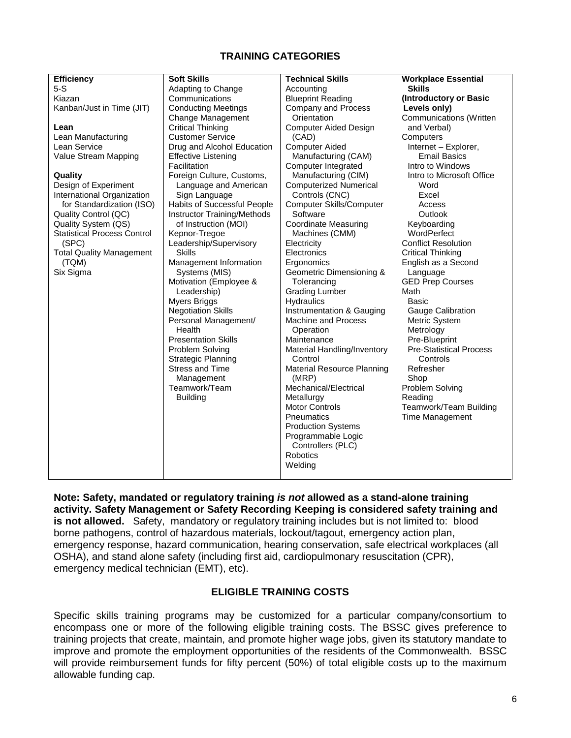## TRAINING CATEGORIES

| Efficiency | Soft Skills | Technical Skills | Workplace Essential Skills (Introductory or Basic Levels only) |
|---|---|---|---|
| 5-S<br>Kiazan<br>Kanban/Just in Time (JIT)<br><br>**Lean**<br>Lean Manufacturing<br>Lean Service<br>Value Stream Mapping<br><br>**Quality**<br>Design of Experiment<br>International Organization for Standardization (ISO)<br>Quality Control (QC)<br>Quality System (QS)<br>Statistical Process Control (SPC)<br>Total Quality Management (TQM)<br>Six Sigma | Adapting to Change<br>Communications<br>Conducting Meetings<br>Change Management<br>Critical Thinking<br>Customer Service<br>Drug and Alcohol Education<br>Effective Listening<br>Facilitation<br>Foreign Culture, Customs, Language and American Sign Language<br>Habits of Successful People<br>Instructor Training/Methods of Instruction (MOI)<br>Kepnor-Tregoe<br>Leadership/Supervisory Skills<br>Management Information Systems (MIS)<br>Motivation (Employee & Leadership)<br>Myers Briggs<br>Negotiation Skills<br>Personal Management/ Health<br>Presentation Skills<br>Problem Solving<br>Strategic Planning<br>Stress and Time Management<br>Teamwork/Team Building | Accounting<br>Blueprint Reading<br>Company and Process Orientation<br>Computer Aided Design (CAD)<br>Computer Aided Manufacturing (CAM)<br>Computer Integrated Manufacturing (CIM)<br>Computerized Numerical Controls (CNC)<br>Computer Skills/Computer Software<br>Coordinate Measuring Machines (CMM)<br>Electricity<br>Electronics<br>Ergonomics<br>Geometric Dimensioning & Tolerancing<br>Grading Lumber<br>Hydraulics<br>Instrumentation & Gauging<br>Machine and Process Operation<br>Maintenance<br>Material Handling/Inventory Control<br>Material Resource Planning (MRP)<br>Mechanical/Electrical<br>Metallurgy<br>Motor Controls<br>Pneumatics<br>Production Systems<br>Programmable Logic Controllers (PLC)<br>Robotics<br>Welding | Communications (Written and Verbal)<br>Computers<br>Internet – Explorer, Email Basics<br>Intro to Windows<br>Intro to Microsoft Office<br>Word<br>Excel<br>Access<br>Outlook<br>Keyboarding<br>WordPerfect<br>Conflict Resolution<br>Critical Thinking<br>English as a Second Language<br>GED Prep Courses<br>Math<br>Basic<br>Gauge Calibration<br>Metric System<br>Metrology<br>Pre-Blueprint<br>Pre-Statistical Process Controls<br>Refresher<br>Shop<br>Problem Solving<br>Reading<br>Teamwork/Team Building<br>Time Management |

**Note: Safety, mandated or regulatory training *is not* allowed as a stand-alone training activity. Safety Management or Safety Recording Keeping is considered safety training and is not allowed.** Safety, mandatory or regulatory training includes but is not limited to: blood borne pathogens, control of hazardous materials, lockout/tagout, emergency action plan, emergency response, hazard communication, hearing conservation, safe electrical workplaces (all OSHA), and stand alone safety (including first aid, cardiopulmonary resuscitation (CPR), emergency medical technician (EMT), etc).

## ELIGIBLE TRAINING COSTS

Specific skills training programs may be customized for a particular company/consortium to encompass one or more of the following eligible training costs. The BSSC gives preference to training projects that create, maintain, and promote higher wage jobs, given its statutory mandate to improve and promote the employment opportunities of the residents of the Commonwealth. BSSC will provide reimbursement funds for fifty percent (50%) of total eligible costs up to the maximum allowable funding cap.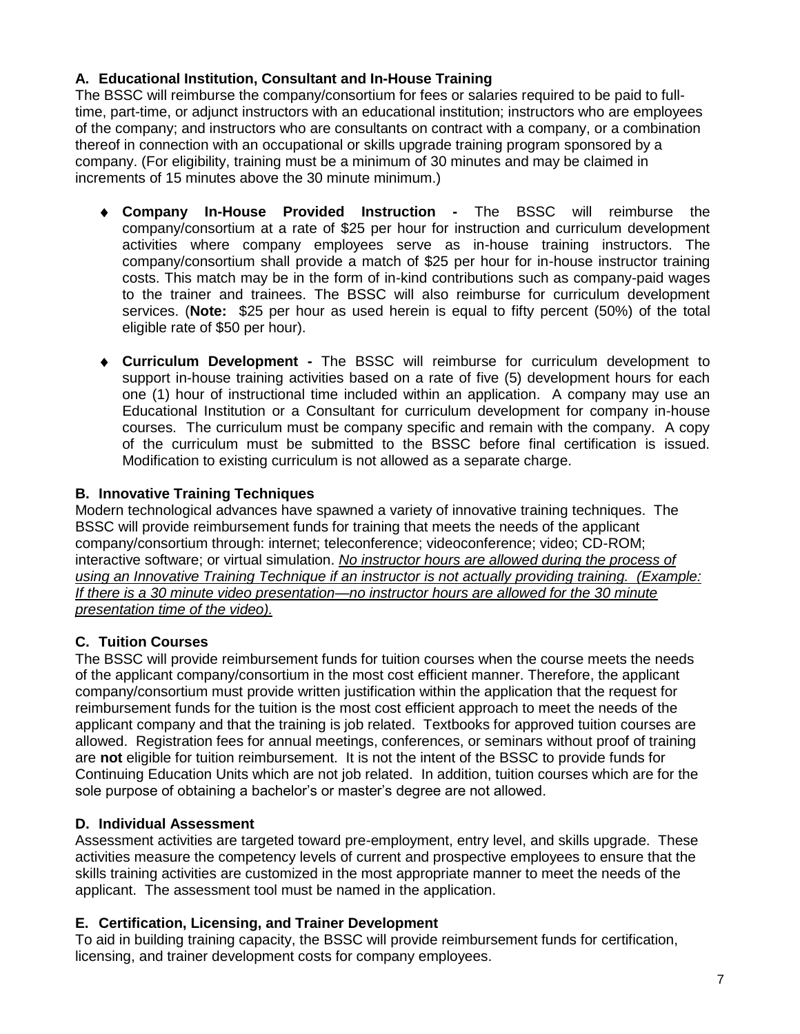### A. Educational Institution, Consultant and In-House Training

The BSSC will reimburse the company/consortium for fees or salaries required to be paid to full-time, part-time, or adjunct instructors with an educational institution; instructors who are employees of the company; and instructors who are consultants on contract with a company, or a combination thereof in connection with an occupational or skills upgrade training program sponsored by a company. (For eligibility, training must be a minimum of 30 minutes and may be claimed in increments of 15 minutes above the 30 minute minimum.)

- **Company In-House Provided Instruction -** The BSSC will reimburse the company/consortium at a rate of $25 per hour for instruction and curriculum development activities where company employees serve as in-house training instructors. The company/consortium shall provide a match of $25 per hour for in-house instructor training costs. This match may be in the form of in-kind contributions such as company-paid wages to the trainer and trainees. The BSSC will also reimburse for curriculum development services. (**Note:** $25 per hour as used herein is equal to fifty percent (50%) of the total eligible rate of $50 per hour).

- **Curriculum Development -** The BSSC will reimburse for curriculum development to support in-house training activities based on a rate of five (5) development hours for each one (1) hour of instructional time included within an application. A company may use an Educational Institution or a Consultant for curriculum development for company in-house courses. The curriculum must be company specific and remain with the company. A copy of the curriculum must be submitted to the BSSC before final certification is issued. Modification to existing curriculum is not allowed as a separate charge.

### B. Innovative Training Techniques

Modern technological advances have spawned a variety of innovative training techniques. The BSSC will provide reimbursement funds for training that meets the needs of the applicant company/consortium through: internet; teleconference; videoconference; video; CD-ROM; interactive software; or virtual simulation. *No instructor hours are allowed during the process of using an Innovative Training Technique if an instructor is not actually providing training. (Example: If there is a 30 minute video presentation—no instructor hours are allowed for the 30 minute presentation time of the video).*

### C. Tuition Courses

The BSSC will provide reimbursement funds for tuition courses when the course meets the needs of the applicant company/consortium in the most cost efficient manner. Therefore, the applicant company/consortium must provide written justification within the application that the request for reimbursement funds for the tuition is the most cost efficient approach to meet the needs of the applicant company and that the training is job related. Textbooks for approved tuition courses are allowed. Registration fees for annual meetings, conferences, or seminars without proof of training are **not** eligible for tuition reimbursement. It is not the intent of the BSSC to provide funds for Continuing Education Units which are not job related. In addition, tuition courses which are for the sole purpose of obtaining a bachelor's or master's degree are not allowed.

### D. Individual Assessment

Assessment activities are targeted toward pre-employment, entry level, and skills upgrade. These activities measure the competency levels of current and prospective employees to ensure that the skills training activities are customized in the most appropriate manner to meet the needs of the applicant. The assessment tool must be named in the application.

### E. Certification, Licensing, and Trainer Development

To aid in building training capacity, the BSSC will provide reimbursement funds for certification, licensing, and trainer development costs for company employees.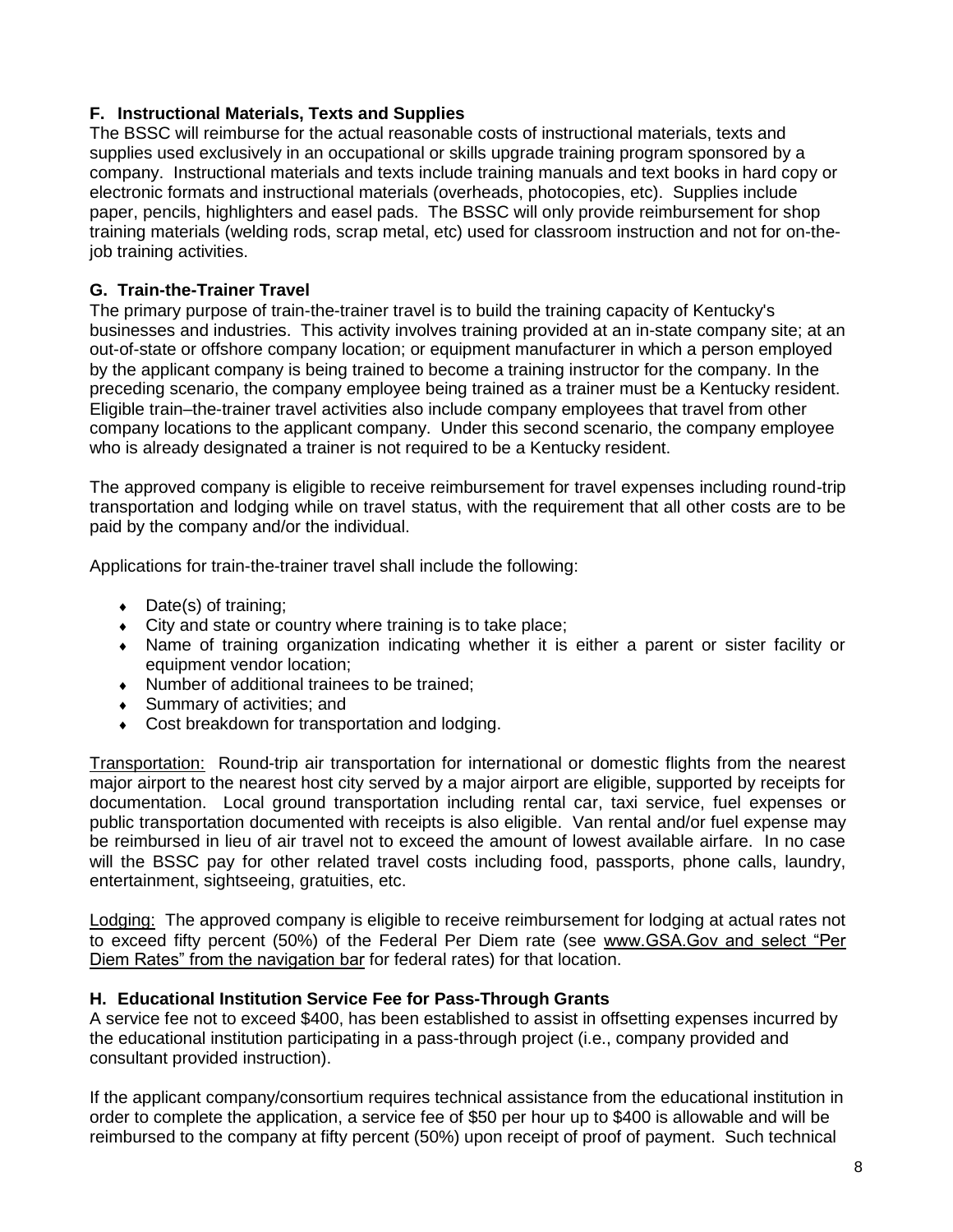### F. Instructional Materials, Texts and Supplies

The BSSC will reimburse for the actual reasonable costs of instructional materials, texts and supplies used exclusively in an occupational or skills upgrade training program sponsored by a company. Instructional materials and texts include training manuals and text books in hard copy or electronic formats and instructional materials (overheads, photocopies, etc). Supplies include paper, pencils, highlighters and easel pads. The BSSC will only provide reimbursement for shop training materials (welding rods, scrap metal, etc) used for classroom instruction and not for on-the-job training activities.

### G. Train-the-Trainer Travel

The primary purpose of train-the-trainer travel is to build the training capacity of Kentucky's businesses and industries. This activity involves training provided at an in-state company site; at an out-of-state or offshore company location; or equipment manufacturer in which a person employed by the applicant company is being trained to become a training instructor for the company. In the preceding scenario, the company employee being trained as a trainer must be a Kentucky resident. Eligible train–the-trainer travel activities also include company employees that travel from other company locations to the applicant company. Under this second scenario, the company employee who is already designated a trainer is not required to be a Kentucky resident.

The approved company is eligible to receive reimbursement for travel expenses including round-trip transportation and lodging while on travel status, with the requirement that all other costs are to be paid by the company and/or the individual.

Applications for train-the-trainer travel shall include the following:

- Date(s) of training;
- City and state or country where training is to take place;
- Name of training organization indicating whether it is either a parent or sister facility or equipment vendor location;
- Number of additional trainees to be trained;
- Summary of activities; and
- Cost breakdown for transportation and lodging.

Transportation: Round-trip air transportation for international or domestic flights from the nearest major airport to the nearest host city served by a major airport are eligible, supported by receipts for documentation. Local ground transportation including rental car, taxi service, fuel expenses or public transportation documented with receipts is also eligible. Van rental and/or fuel expense may be reimbursed in lieu of air travel not to exceed the amount of lowest available airfare. In no case will the BSSC pay for other related travel costs including food, passports, phone calls, laundry, entertainment, sightseeing, gratuities, etc.

Lodging: The approved company is eligible to receive reimbursement for lodging at actual rates not to exceed fifty percent (50%) of the Federal Per Diem rate (see www.GSA.Gov and select "Per Diem Rates" from the navigation bar for federal rates) for that location.

### H. Educational Institution Service Fee for Pass-Through Grants

A service fee not to exceed $400, has been established to assist in offsetting expenses incurred by the educational institution participating in a pass-through project (i.e., company provided and consultant provided instruction).

If the applicant company/consortium requires technical assistance from the educational institution in order to complete the application, a service fee of $50 per hour up to $400 is allowable and will be reimbursed to the company at fifty percent (50%) upon receipt of proof of payment. Such technical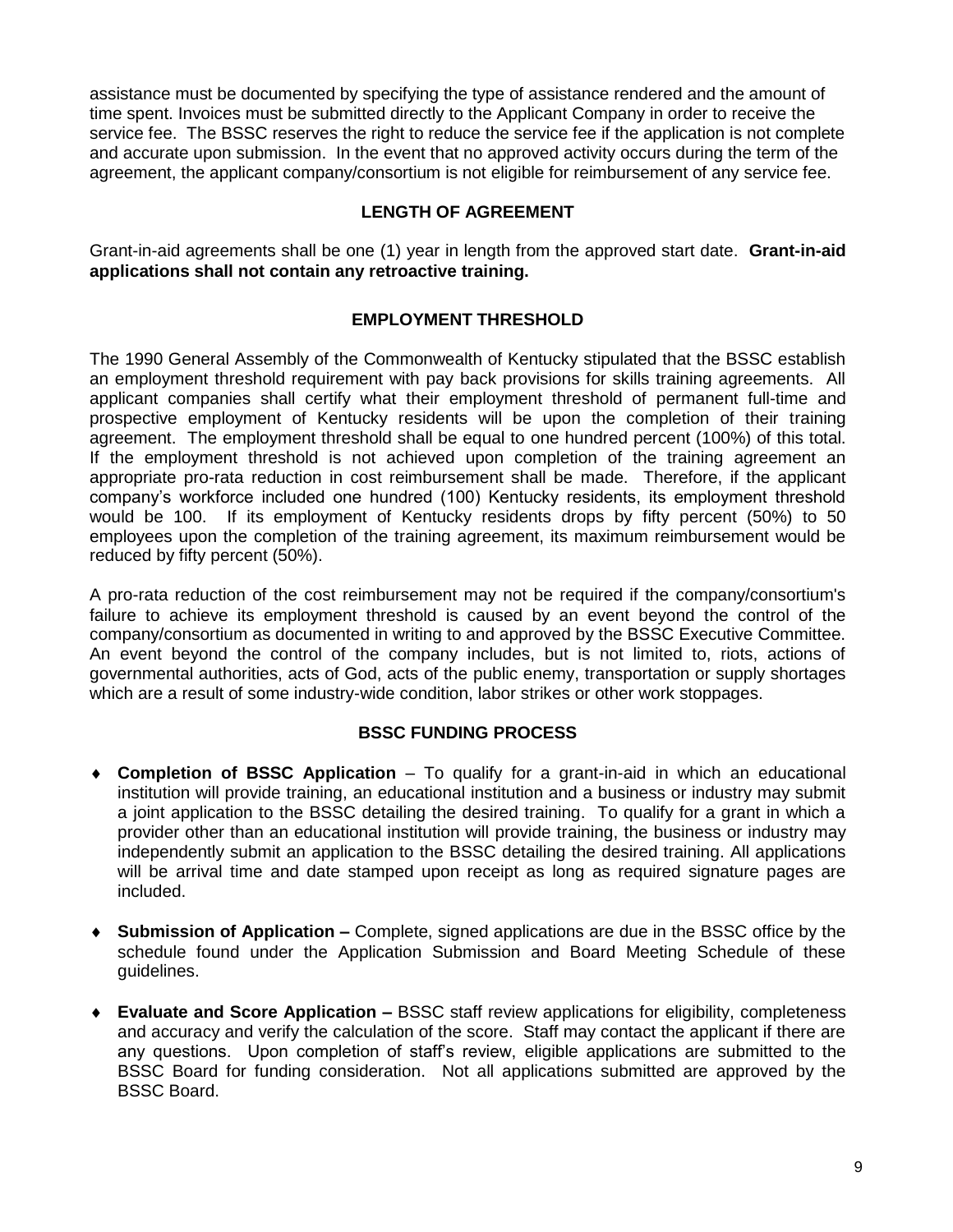assistance must be documented by specifying the type of assistance rendered and the amount of time spent. Invoices must be submitted directly to the Applicant Company in order to receive the service fee. The BSSC reserves the right to reduce the service fee if the application is not complete and accurate upon submission. In the event that no approved activity occurs during the term of the agreement, the applicant company/consortium is not eligible for reimbursement of any service fee.

## LENGTH OF AGREEMENT

Grant-in-aid agreements shall be one (1) year in length from the approved start date. **Grant-in-aid applications shall not contain any retroactive training.**

## EMPLOYMENT THRESHOLD

The 1990 General Assembly of the Commonwealth of Kentucky stipulated that the BSSC establish an employment threshold requirement with pay back provisions for skills training agreements. All applicant companies shall certify what their employment threshold of permanent full-time and prospective employment of Kentucky residents will be upon the completion of their training agreement. The employment threshold shall be equal to one hundred percent (100%) of this total. If the employment threshold is not achieved upon completion of the training agreement an appropriate pro-rata reduction in cost reimbursement shall be made. Therefore, if the applicant company's workforce included one hundred (100) Kentucky residents, its employment threshold would be 100. If its employment of Kentucky residents drops by fifty percent (50%) to 50 employees upon the completion of the training agreement, its maximum reimbursement would be reduced by fifty percent (50%).

A pro-rata reduction of the cost reimbursement may not be required if the company/consortium's failure to achieve its employment threshold is caused by an event beyond the control of the company/consortium as documented in writing to and approved by the BSSC Executive Committee. An event beyond the control of the company includes, but is not limited to, riots, actions of governmental authorities, acts of God, acts of the public enemy, transportation or supply shortages which are a result of some industry-wide condition, labor strikes or other work stoppages.

## BSSC FUNDING PROCESS

- **Completion of BSSC Application** – To qualify for a grant-in-aid in which an educational institution will provide training, an educational institution and a business or industry may submit a joint application to the BSSC detailing the desired training. To qualify for a grant in which a provider other than an educational institution will provide training, the business or industry may independently submit an application to the BSSC detailing the desired training. All applications will be arrival time and date stamped upon receipt as long as required signature pages are included.

- **Submission of Application –** Complete, signed applications are due in the BSSC office by the schedule found under the Application Submission and Board Meeting Schedule of these guidelines.

- **Evaluate and Score Application –** BSSC staff review applications for eligibility, completeness and accuracy and verify the calculation of the score. Staff may contact the applicant if there are any questions. Upon completion of staff's review, eligible applications are submitted to the BSSC Board for funding consideration. Not all applications submitted are approved by the BSSC Board.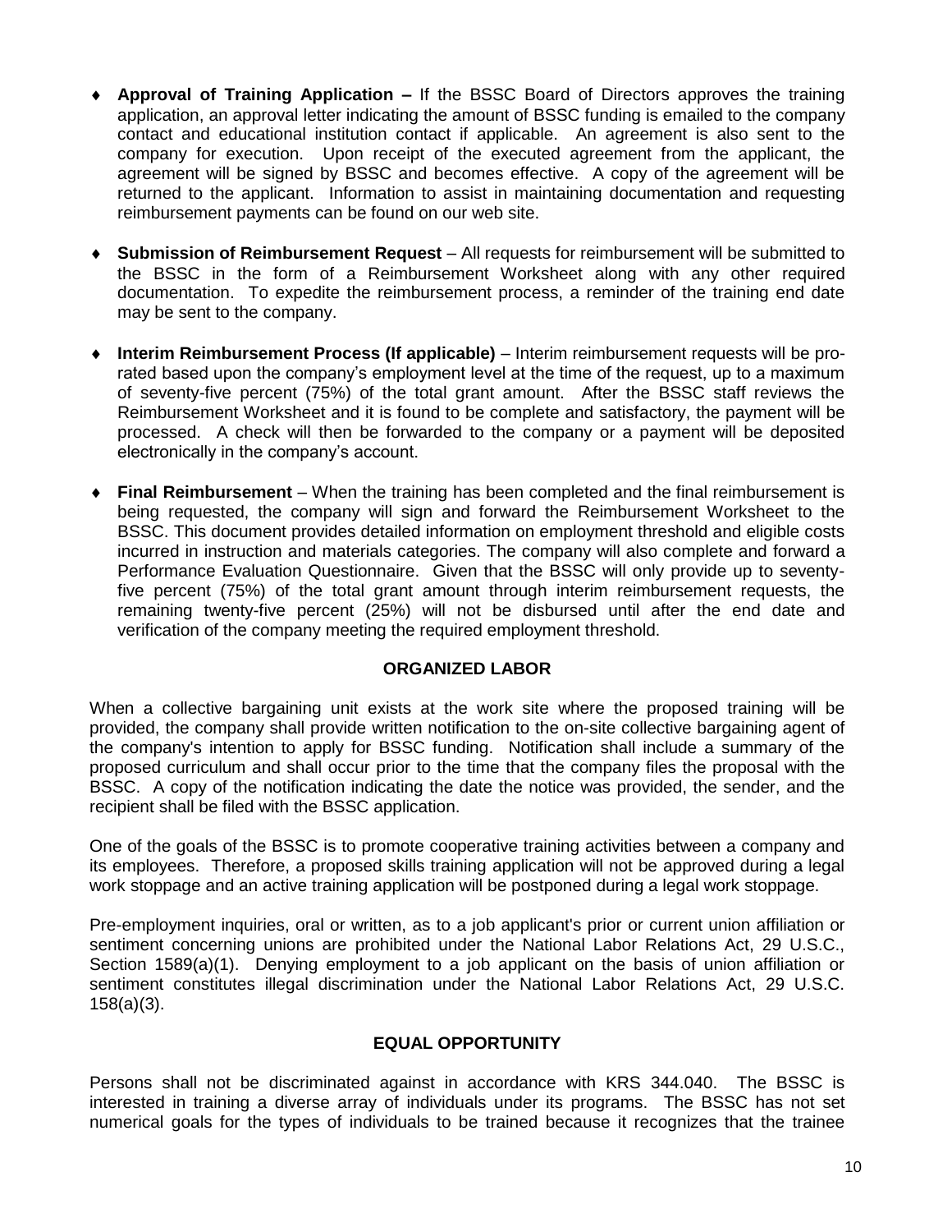- **Approval of Training Application –** If the BSSC Board of Directors approves the training application, an approval letter indicating the amount of BSSC funding is emailed to the company contact and educational institution contact if applicable. An agreement is also sent to the company for execution. Upon receipt of the executed agreement from the applicant, the agreement will be signed by BSSC and becomes effective. A copy of the agreement will be returned to the applicant. Information to assist in maintaining documentation and requesting reimbursement payments can be found on our web site.

- **Submission of Reimbursement Request** – All requests for reimbursement will be submitted to the BSSC in the form of a Reimbursement Worksheet along with any other required documentation. To expedite the reimbursement process, a reminder of the training end date may be sent to the company.

- **Interim Reimbursement Process (If applicable)** – Interim reimbursement requests will be pro-rated based upon the company's employment level at the time of the request, up to a maximum of seventy-five percent (75%) of the total grant amount. After the BSSC staff reviews the Reimbursement Worksheet and it is found to be complete and satisfactory, the payment will be processed. A check will then be forwarded to the company or a payment will be deposited electronically in the company's account.

- **Final Reimbursement** – When the training has been completed and the final reimbursement is being requested, the company will sign and forward the Reimbursement Worksheet to the BSSC. This document provides detailed information on employment threshold and eligible costs incurred in instruction and materials categories. The company will also complete and forward a Performance Evaluation Questionnaire. Given that the BSSC will only provide up to seventy-five percent (75%) of the total grant amount through interim reimbursement requests, the remaining twenty-five percent (25%) will not be disbursed until after the end date and verification of the company meeting the required employment threshold.

## ORGANIZED LABOR

When a collective bargaining unit exists at the work site where the proposed training will be provided, the company shall provide written notification to the on-site collective bargaining agent of the company's intention to apply for BSSC funding. Notification shall include a summary of the proposed curriculum and shall occur prior to the time that the company files the proposal with the BSSC. A copy of the notification indicating the date the notice was provided, the sender, and the recipient shall be filed with the BSSC application.

One of the goals of the BSSC is to promote cooperative training activities between a company and its employees. Therefore, a proposed skills training application will not be approved during a legal work stoppage and an active training application will be postponed during a legal work stoppage.

Pre-employment inquiries, oral or written, as to a job applicant's prior or current union affiliation or sentiment concerning unions are prohibited under the National Labor Relations Act, 29 U.S.C., Section 1589(a)(1). Denying employment to a job applicant on the basis of union affiliation or sentiment constitutes illegal discrimination under the National Labor Relations Act, 29 U.S.C. 158(a)(3).

## EQUAL OPPORTUNITY

Persons shall not be discriminated against in accordance with KRS 344.040. The BSSC is interested in training a diverse array of individuals under its programs. The BSSC has not set numerical goals for the types of individuals to be trained because it recognizes that the trainee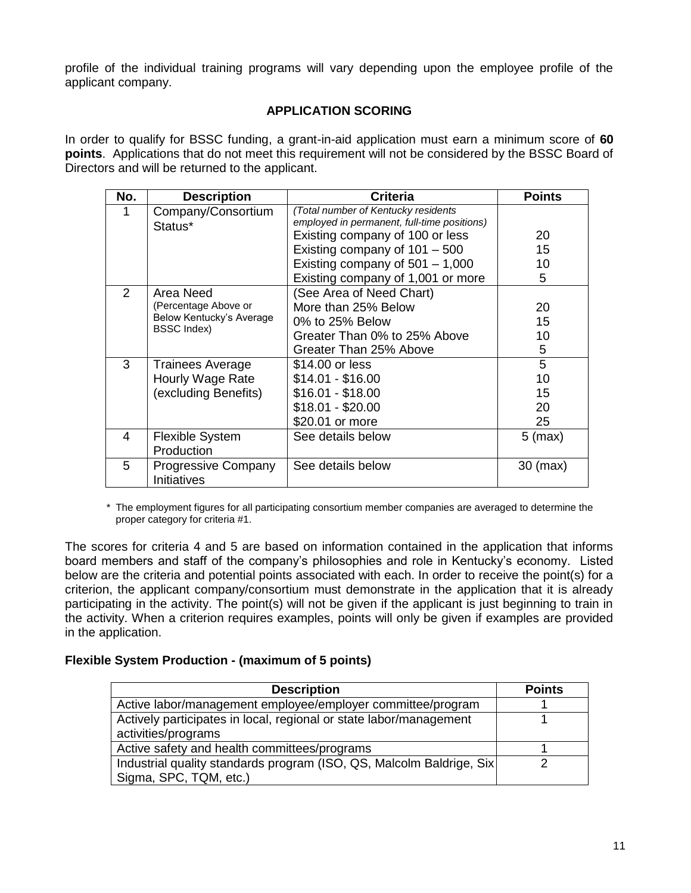profile of the individual training programs will vary depending upon the employee profile of the applicant company.

## APPLICATION SCORING

In order to qualify for BSSC funding, a grant-in-aid application must earn a minimum score of **60 points**. Applications that do not meet this requirement will not be considered by the BSSC Board of Directors and will be returned to the applicant.

| No. | Description | Criteria | Points |
|---|---|---|---|
| 1 | Company/Consortium Status* | *(Total number of Kentucky residents employed in permanent, full-time positions)*<br>Existing company of 100 or less<br>Existing company of 101 – 500<br>Existing company of 501 – 1,000<br>Existing company of 1,001 or more | <br>20<br>15<br>10<br>5 |
| 2 | Area Need (Percentage Above or Below Kentucky's Average BSSC Index) | (See Area of Need Chart)<br>More than 25% Below<br>0% to 25% Below<br>Greater Than 0% to 25% Above<br>Greater Than 25% Above | <br>20<br>15<br>10<br>5 |
| 3 | Trainees Average Hourly Wage Rate (excluding Benefits) | $14.00 or less<br>$14.01 - $16.00<br>$16.01 - $18.00<br>$18.01 - $20.00<br>$20.01 or more | 5<br>10<br>15<br>20<br>25 |
| 4 | Flexible System Production | See details below | 5 (max) |
| 5 | Progressive Company Initiatives | See details below | 30 (max) |

\* The employment figures for all participating consortium member companies are averaged to determine the proper category for criteria #1.

The scores for criteria 4 and 5 are based on information contained in the application that informs board members and staff of the company's philosophies and role in Kentucky's economy. Listed below are the criteria and potential points associated with each. In order to receive the point(s) for a criterion, the applicant company/consortium must demonstrate in the application that it is already participating in the activity. The point(s) will not be given if the applicant is just beginning to train in the activity. When a criterion requires examples, points will only be given if examples are provided in the application.

### Flexible System Production - (maximum of 5 points)

| Description | Points |
|---|---|
| Active labor/management employee/employer committee/program | 1 |
| Actively participates in local, regional or state labor/management activities/programs | 1 |
| Active safety and health committees/programs | 1 |
| Industrial quality standards program (ISO, QS, Malcolm Baldrige, Six Sigma, SPC, TQM, etc.) | 2 |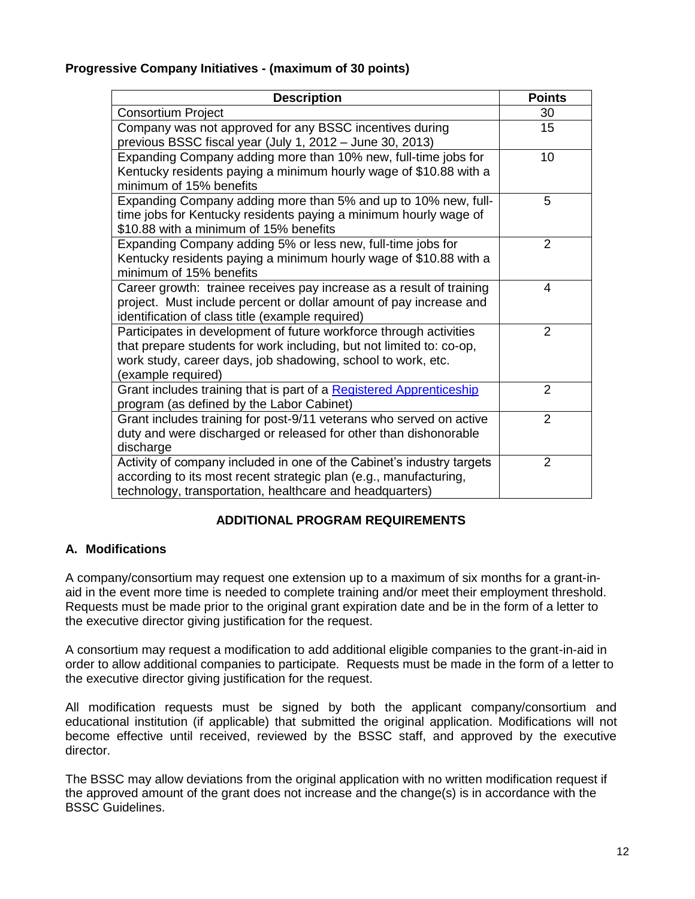**Progressive Company Initiatives - (maximum of 30 points)**

| Description | Points |
|---|---|
| Consortium Project | 30 |
| Company was not approved for any BSSC incentives during previous BSSC fiscal year (July 1, 2012 – June 30, 2013) | 15 |
| Expanding Company adding more than 10% new, full-time jobs for Kentucky residents paying a minimum hourly wage of $10.88 with a minimum of 15% benefits | 10 |
| Expanding Company adding more than 5% and up to 10% new, full-time jobs for Kentucky residents paying a minimum hourly wage of $10.88 with a minimum of 15% benefits | 5 |
| Expanding Company adding 5% or less new, full-time jobs for Kentucky residents paying a minimum hourly wage of $10.88 with a minimum of 15% benefits | 2 |
| Career growth: trainee receives pay increase as a result of training project. Must include percent or dollar amount of pay increase and identification of class title (example required) | 4 |
| Participates in development of future workforce through activities that prepare students for work including, but not limited to: co-op, work study, career days, job shadowing, school to work, etc. (example required) | 2 |
| Grant includes training that is part of a Registered Apprenticeship program (as defined by the Labor Cabinet) | 2 |
| Grant includes training for post-9/11 veterans who served on active duty and were discharged or released for other than dishonorable discharge | 2 |
| Activity of company included in one of the Cabinet's industry targets according to its most recent strategic plan (e.g., manufacturing, technology, transportation, healthcare and headquarters) | 2 |

## ADDITIONAL PROGRAM REQUIREMENTS

### A. Modifications

A company/consortium may request one extension up to a maximum of six months for a grant-in-aid in the event more time is needed to complete training and/or meet their employment threshold. Requests must be made prior to the original grant expiration date and be in the form of a letter to the executive director giving justification for the request.

A consortium may request a modification to add additional eligible companies to the grant-in-aid in order to allow additional companies to participate. Requests must be made in the form of a letter to the executive director giving justification for the request.

All modification requests must be signed by both the applicant company/consortium and educational institution (if applicable) that submitted the original application. Modifications will not become effective until received, reviewed by the BSSC staff, and approved by the executive director.

The BSSC may allow deviations from the original application with no written modification request if the approved amount of the grant does not increase and the change(s) is in accordance with the BSSC Guidelines.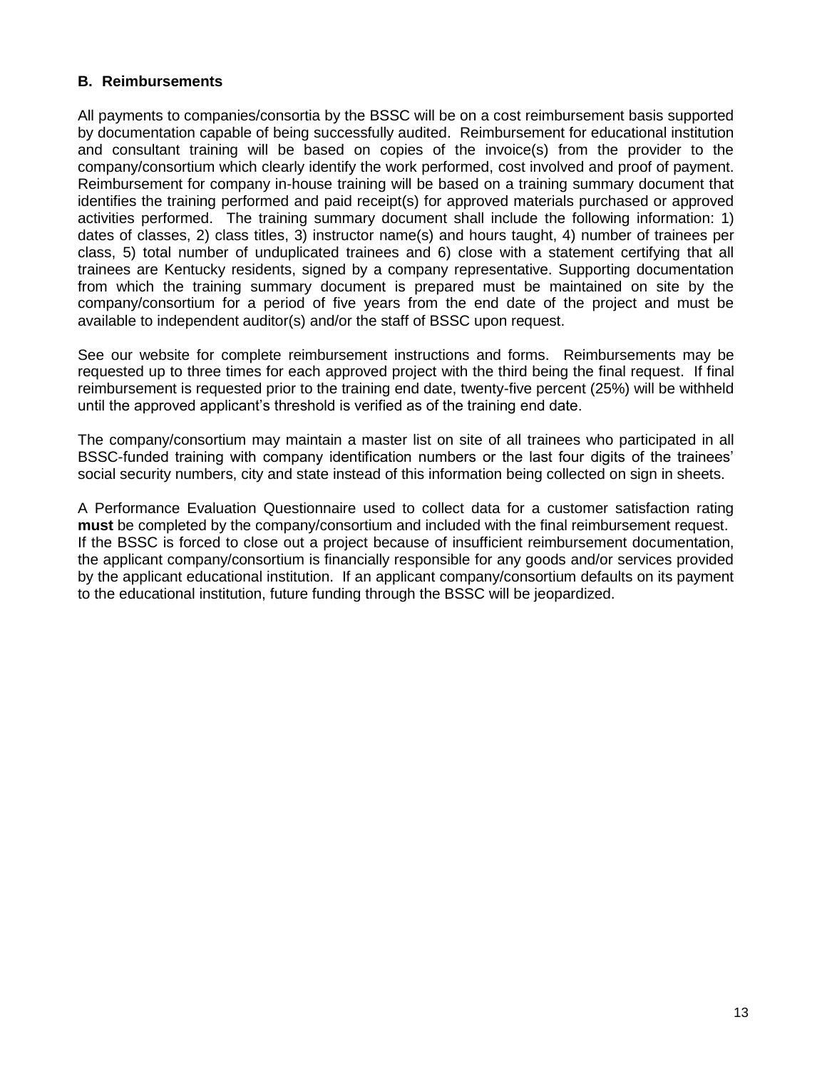### B. Reimbursements

All payments to companies/consortia by the BSSC will be on a cost reimbursement basis supported by documentation capable of being successfully audited. Reimbursement for educational institution and consultant training will be based on copies of the invoice(s) from the provider to the company/consortium which clearly identify the work performed, cost involved and proof of payment. Reimbursement for company in-house training will be based on a training summary document that identifies the training performed and paid receipt(s) for approved materials purchased or approved activities performed. The training summary document shall include the following information: 1) dates of classes, 2) class titles, 3) instructor name(s) and hours taught, 4) number of trainees per class, 5) total number of unduplicated trainees and 6) close with a statement certifying that all trainees are Kentucky residents, signed by a company representative. Supporting documentation from which the training summary document is prepared must be maintained on site by the company/consortium for a period of five years from the end date of the project and must be available to independent auditor(s) and/or the staff of BSSC upon request.

See our website for complete reimbursement instructions and forms. Reimbursements may be requested up to three times for each approved project with the third being the final request. If final reimbursement is requested prior to the training end date, twenty-five percent (25%) will be withheld until the approved applicant's threshold is verified as of the training end date.

The company/consortium may maintain a master list on site of all trainees who participated in all BSSC-funded training with company identification numbers or the last four digits of the trainees' social security numbers, city and state instead of this information being collected on sign in sheets.

A Performance Evaluation Questionnaire used to collect data for a customer satisfaction rating **must** be completed by the company/consortium and included with the final reimbursement request. If the BSSC is forced to close out a project because of insufficient reimbursement documentation, the applicant company/consortium is financially responsible for any goods and/or services provided by the applicant educational institution. If an applicant company/consortium defaults on its payment to the educational institution, future funding through the BSSC will be jeopardized.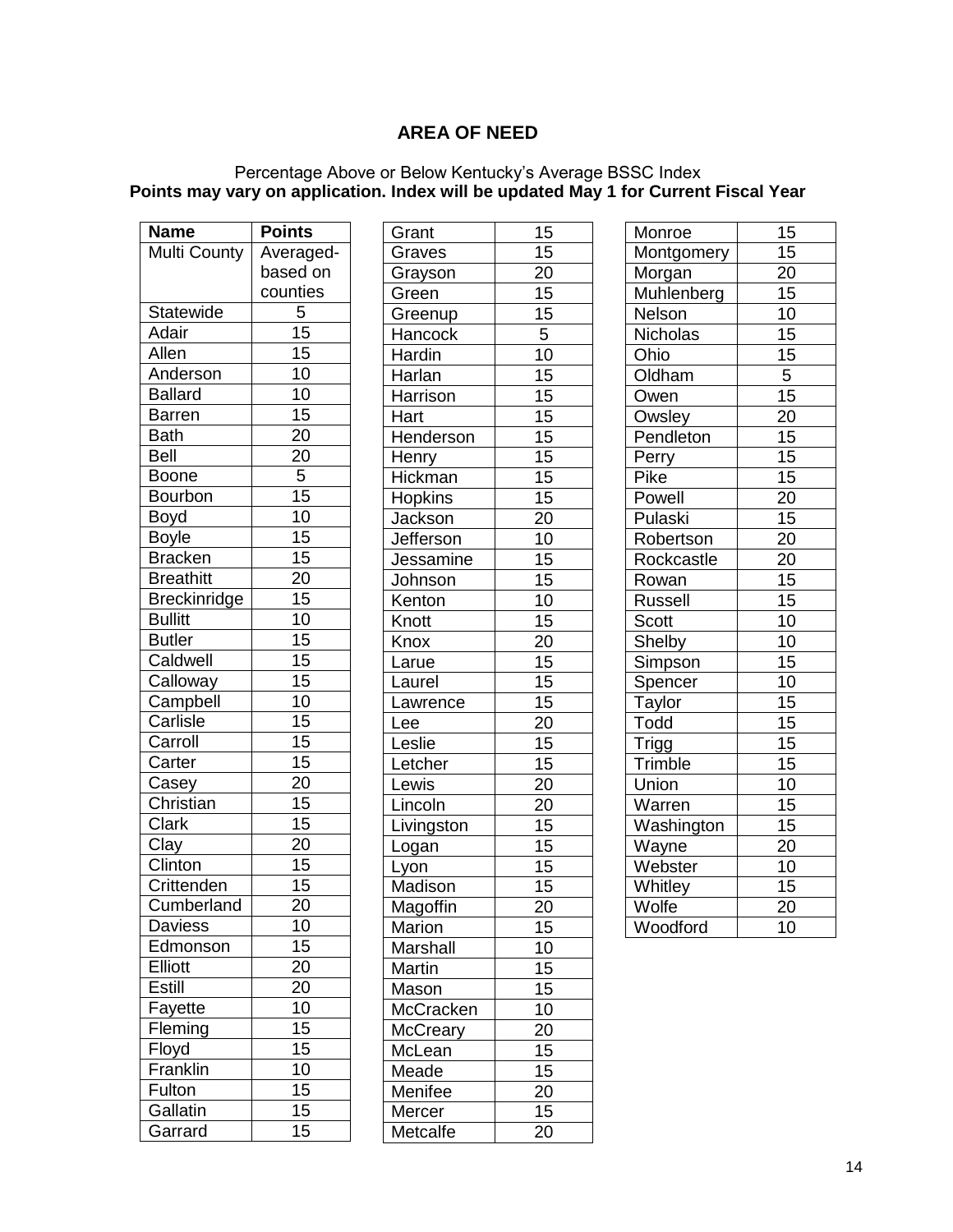## AREA OF NEED

Percentage Above or Below Kentucky's Average BSSC Index
**Points may vary on application. Index will be updated May 1 for Current Fiscal Year**

| Name | Points |
|---|---|
| Multi County | Averaged-based on counties |
| Statewide | 5 |
| Adair | 15 |
| Allen | 15 |
| Anderson | 10 |
| Ballard | 10 |
| Barren | 15 |
| Bath | 20 |
| Bell | 20 |
| Boone | 5 |
| Bourbon | 15 |
| Boyd | 10 |
| Boyle | 15 |
| Bracken | 15 |
| Breathitt | 20 |
| Breckinridge | 15 |
| Bullitt | 10 |
| Butler | 15 |
| Caldwell | 15 |
| Calloway | 15 |
| Campbell | 10 |
| Carlisle | 15 |
| Carroll | 15 |
| Carter | 15 |
| Casey | 20 |
| Christian | 15 |
| Clark | 15 |
| Clay | 20 |
| Clinton | 15 |
| Crittenden | 15 |
| Cumberland | 20 |
| Daviess | 10 |
| Edmonson | 15 |
| Elliott | 20 |
| Estill | 20 |
| Fayette | 10 |
| Fleming | 15 |
| Floyd | 15 |
| Franklin | 10 |
| Fulton | 15 |
| Gallatin | 15 |
| Garrard | 15 |
| Grant | 15 |
| Graves | 15 |
| Grayson | 20 |
| Green | 15 |
| Greenup | 15 |
| Hancock | 5 |
| Hardin | 10 |
| Harlan | 15 |
| Harrison | 15 |
| Hart | 15 |
| Henderson | 15 |
| Henry | 15 |
| Hickman | 15 |
| Hopkins | 15 |
| Jackson | 20 |
| Jefferson | 10 |
| Jessamine | 15 |
| Johnson | 15 |
| Kenton | 10 |
| Knott | 15 |
| Knox | 20 |
| Larue | 15 |
| Laurel | 15 |
| Lawrence | 15 |
| Lee | 20 |
| Leslie | 15 |
| Letcher | 15 |
| Lewis | 20 |
| Lincoln | 20 |
| Livingston | 15 |
| Logan | 15 |
| Lyon | 15 |
| Madison | 15 |
| Magoffin | 20 |
| Marion | 15 |
| Marshall | 10 |
| Martin | 15 |
| Mason | 15 |
| McCracken | 10 |
| McCreary | 20 |
| McLean | 15 |
| Meade | 15 |
| Menifee | 20 |
| Mercer | 15 |
| Metcalfe | 20 |
| Monroe | 15 |
| Montgomery | 15 |
| Morgan | 20 |
| Muhlenberg | 15 |
| Nelson | 10 |
| Nicholas | 15 |
| Ohio | 15 |
| Oldham | 5 |
| Owen | 15 |
| Owsley | 20 |
| Pendleton | 15 |
| Perry | 15 |
| Pike | 15 |
| Powell | 20 |
| Pulaski | 15 |
| Robertson | 20 |
| Rockcastle | 20 |
| Rowan | 15 |
| Russell | 15 |
| Scott | 10 |
| Shelby | 10 |
| Simpson | 15 |
| Spencer | 10 |
| Taylor | 15 |
| Todd | 15 |
| Trigg | 15 |
| Trimble | 15 |
| Union | 10 |
| Warren | 15 |
| Washington | 15 |
| Wayne | 20 |
| Webster | 10 |
| Whitley | 15 |
| Wolfe | 20 |
| Woodford | 10 |